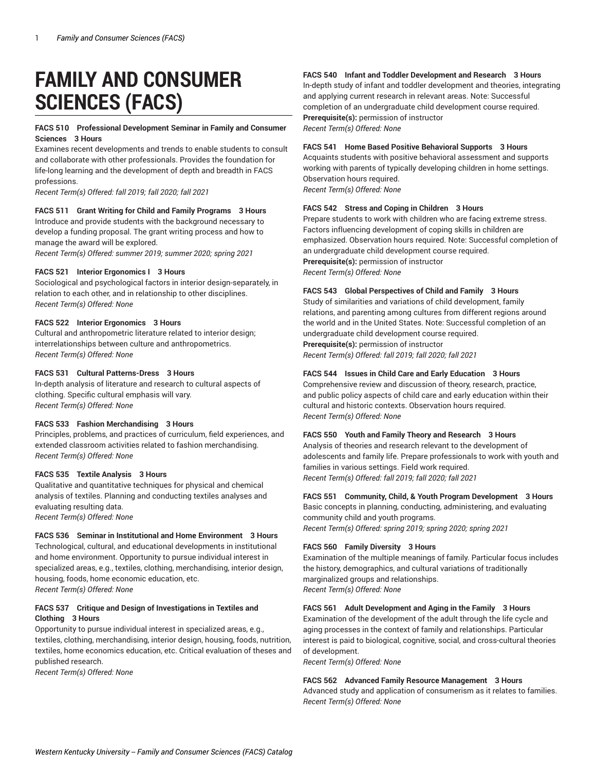# FAMILY AND CONSUMER SCIENCES (FACS)

**FACS 510 Professional Development Seminar in Family and Consumer Sciences 3 Hours**
Examines recent developments and trends to enable students to consult and collaborate with other professionals. Provides the foundation for life-long learning and the development of depth and breadth in FACS professions.
*Recent Term(s) Offered: fall 2019; fall 2020; fall 2021*

**FACS 511 Grant Writing for Child and Family Programs 3 Hours**
Introduce and provide students with the background necessary to develop a funding proposal. The grant writing process and how to manage the award will be explored.
*Recent Term(s) Offered: summer 2019; summer 2020; spring 2021*

**FACS 521 Interior Ergonomics I 3 Hours**
Sociological and psychological factors in interior design-separately, in relation to each other, and in relationship to other disciplines.
*Recent Term(s) Offered: None*

**FACS 522 Interior Ergonomics 3 Hours**
Cultural and anthropometric literature related to interior design; interrelationships between culture and anthropometrics.
*Recent Term(s) Offered: None*

**FACS 531 Cultural Patterns-Dress 3 Hours**
In-depth analysis of literature and research to cultural aspects of clothing. Specific cultural emphasis will vary.
*Recent Term(s) Offered: None*

**FACS 533 Fashion Merchandising 3 Hours**
Principles, problems, and practices of curriculum, field experiences, and extended classroom activities related to fashion merchandising.
*Recent Term(s) Offered: None*

**FACS 535 Textile Analysis 3 Hours**
Qualitative and quantitative techniques for physical and chemical analysis of textiles. Planning and conducting textiles analyses and evaluating resulting data.
*Recent Term(s) Offered: None*

**FACS 536 Seminar in Institutional and Home Environment 3 Hours**
Technological, cultural, and educational developments in institutional and home environment. Opportunity to pursue individual interest in specialized areas, e.g., textiles, clothing, merchandising, interior design, housing, foods, home economic education, etc.
*Recent Term(s) Offered: None*

**FACS 537 Critique and Design of Investigations in Textiles and Clothing 3 Hours**
Opportunity to pursue individual interest in specialized areas, e.g., textiles, clothing, merchandising, interior design, housing, foods, nutrition, textiles, home economics education, etc. Critical evaluation of theses and published research.
*Recent Term(s) Offered: None*

**FACS 540 Infant and Toddler Development and Research 3 Hours**
In-depth study of infant and toddler development and theories, integrating and applying current research in relevant areas. Note: Successful completion of an undergraduate child development course required.
**Prerequisite(s):** permission of instructor
*Recent Term(s) Offered: None*

**FACS 541 Home Based Positive Behavioral Supports 3 Hours**
Acquaints students with positive behavioral assessment and supports working with parents of typically developing children in home settings. Observation hours required.
*Recent Term(s) Offered: None*

**FACS 542 Stress and Coping in Children 3 Hours**
Prepare students to work with children who are facing extreme stress. Factors influencing development of coping skills in children are emphasized. Observation hours required. Note: Successful completion of an undergraduate child development course required.
**Prerequisite(s):** permission of instructor
*Recent Term(s) Offered: None*

**FACS 543 Global Perspectives of Child and Family 3 Hours**
Study of similarities and variations of child development, family relations, and parenting among cultures from different regions around the world and in the United States. Note: Successful completion of an undergraduate child development course required.
**Prerequisite(s):** permission of instructor
*Recent Term(s) Offered: fall 2019; fall 2020; fall 2021*

**FACS 544 Issues in Child Care and Early Education 3 Hours**
Comprehensive review and discussion of theory, research, practice, and public policy aspects of child care and early education within their cultural and historic contexts. Observation hours required.
*Recent Term(s) Offered: None*

**FACS 550 Youth and Family Theory and Research 3 Hours**
Analysis of theories and research relevant to the development of adolescents and family life. Prepare professionals to work with youth and families in various settings. Field work required.
*Recent Term(s) Offered: fall 2019; fall 2020; fall 2021*

**FACS 551 Community, Child, & Youth Program Development 3 Hours**
Basic concepts in planning, conducting, administering, and evaluating community child and youth programs.
*Recent Term(s) Offered: spring 2019; spring 2020; spring 2021*

**FACS 560 Family Diversity 3 Hours**
Examination of the multiple meanings of family. Particular focus includes the history, demographics, and cultural variations of traditionally marginalized groups and relationships.
*Recent Term(s) Offered: None*

**FACS 561 Adult Development and Aging in the Family 3 Hours**
Examination of the development of the adult through the life cycle and aging processes in the context of family and relationships. Particular interest is paid to biological, cognitive, social, and cross-cultural theories of development.
*Recent Term(s) Offered: None*

**FACS 562 Advanced Family Resource Management 3 Hours**
Advanced study and application of consumerism as it relates to families.
*Recent Term(s) Offered: None*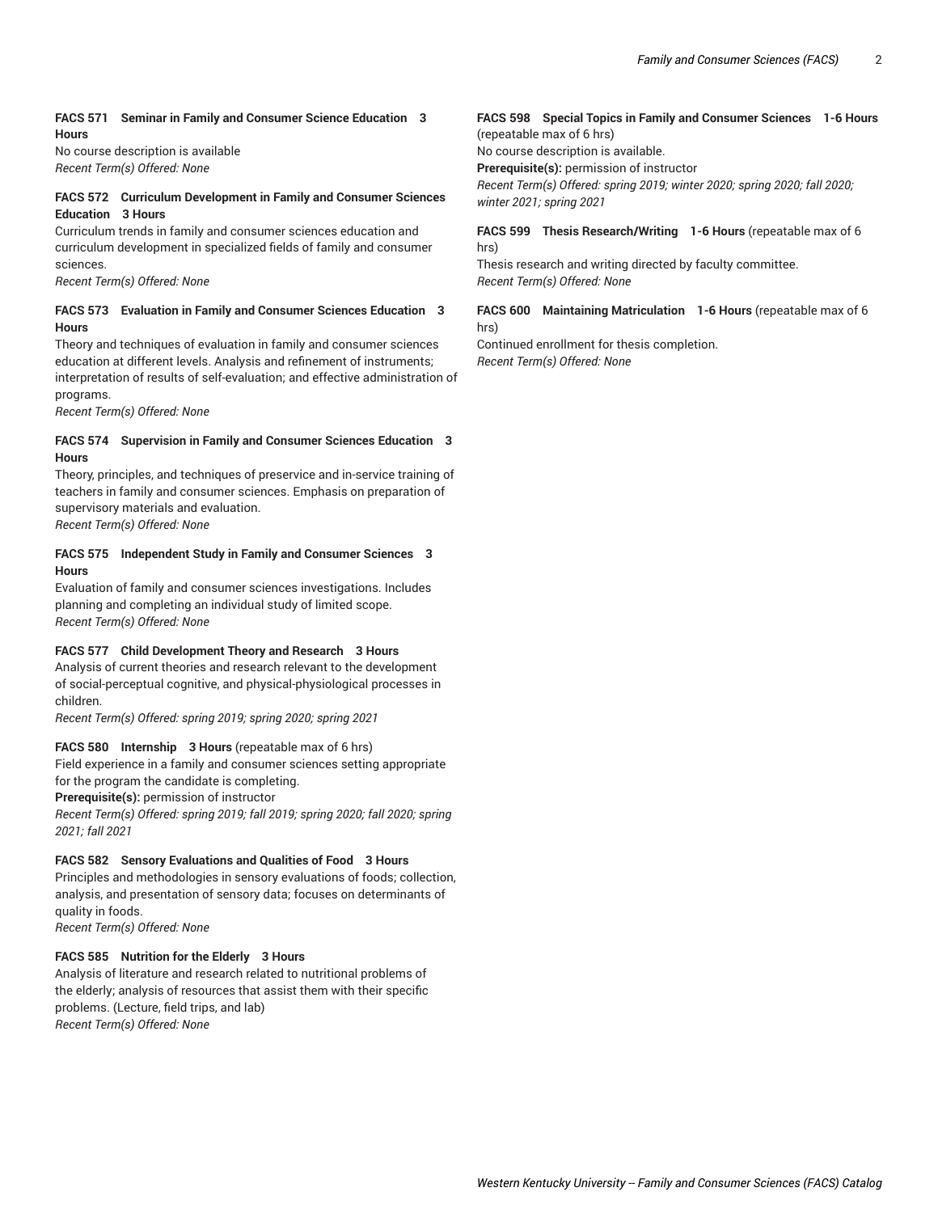**FACS 571 Seminar in Family and Consumer Science Education 3 Hours**

No course description is available

*Recent Term(s) Offered: None*

**FACS 572 Curriculum Development in Family and Consumer Sciences Education 3 Hours**

Curriculum trends in family and consumer sciences education and curriculum development in specialized fields of family and consumer sciences.

*Recent Term(s) Offered: None*

**FACS 573 Evaluation in Family and Consumer Sciences Education 3 Hours**

Theory and techniques of evaluation in family and consumer sciences education at different levels. Analysis and refinement of instruments; interpretation of results of self-evaluation; and effective administration of programs.

*Recent Term(s) Offered: None*

**FACS 574 Supervision in Family and Consumer Sciences Education 3 Hours**

Theory, principles, and techniques of preservice and in-service training of teachers in family and consumer sciences. Emphasis on preparation of supervisory materials and evaluation.

*Recent Term(s) Offered: None*

**FACS 575 Independent Study in Family and Consumer Sciences 3 Hours**

Evaluation of family and consumer sciences investigations. Includes planning and completing an individual study of limited scope.

*Recent Term(s) Offered: None*

**FACS 577 Child Development Theory and Research 3 Hours**

Analysis of current theories and research relevant to the development of social-perceptual cognitive, and physical-physiological processes in children.

*Recent Term(s) Offered: spring 2019; spring 2020; spring 2021*

**FACS 580 Internship 3 Hours** (repeatable max of 6 hrs)

Field experience in a family and consumer sciences setting appropriate for the program the candidate is completing.

**Prerequisite(s):** permission of instructor

*Recent Term(s) Offered: spring 2019; fall 2019; spring 2020; fall 2020; spring 2021; fall 2021*

**FACS 582 Sensory Evaluations and Qualities of Food 3 Hours**

Principles and methodologies in sensory evaluations of foods; collection, analysis, and presentation of sensory data; focuses on determinants of quality in foods.

*Recent Term(s) Offered: None*

**FACS 585 Nutrition for the Elderly 3 Hours**

Analysis of literature and research related to nutritional problems of the elderly; analysis of resources that assist them with their specific problems. (Lecture, field trips, and lab)

*Recent Term(s) Offered: None*

**FACS 598 Special Topics in Family and Consumer Sciences 1-6 Hours** (repeatable max of 6 hrs)

No course description is available.

**Prerequisite(s):** permission of instructor

*Recent Term(s) Offered: spring 2019; winter 2020; spring 2020; fall 2020; winter 2021; spring 2021*

**FACS 599 Thesis Research/Writing 1-6 Hours** (repeatable max of 6 hrs)

Thesis research and writing directed by faculty committee.

*Recent Term(s) Offered: None*

**FACS 600 Maintaining Matriculation 1-6 Hours** (repeatable max of 6 hrs)

Continued enrollment for thesis completion.

*Recent Term(s) Offered: None*